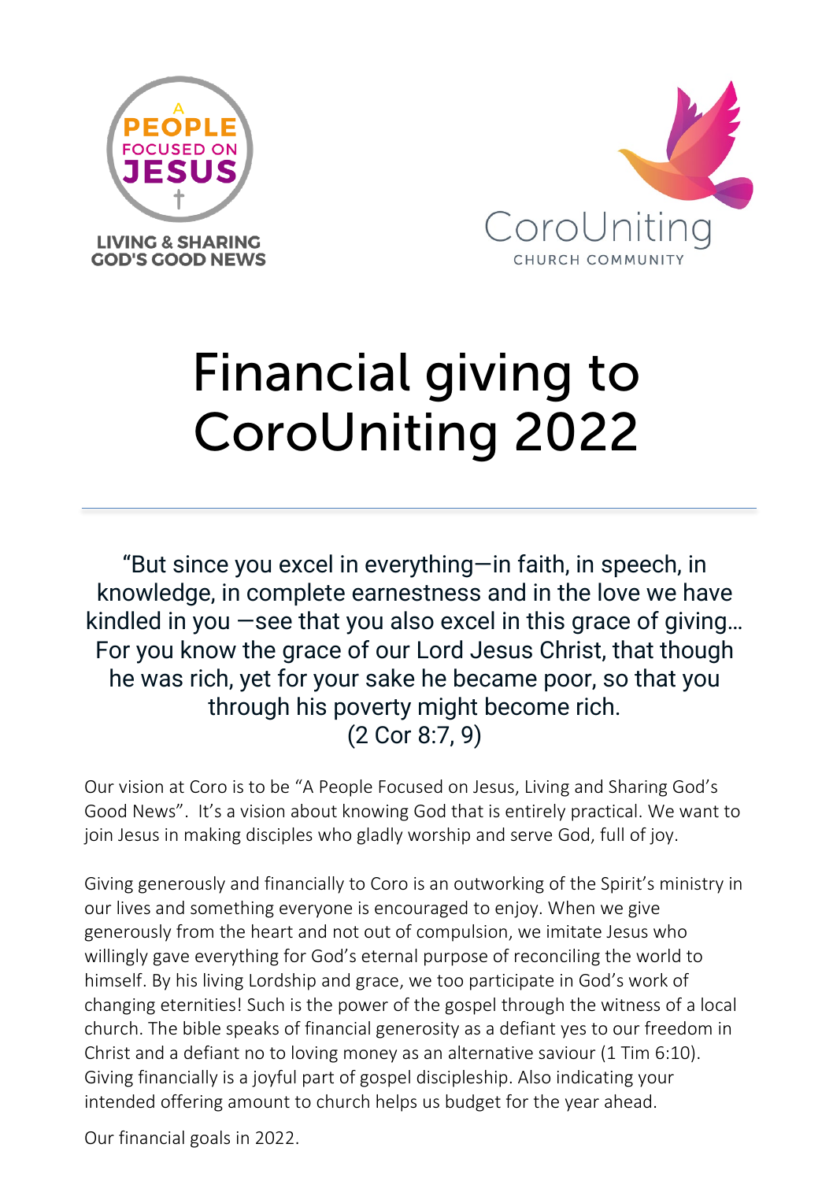A PEOPLE FOCUSED ON JESUS

LIVING & SHARING GOD'S GOOD NEWS

CoroUniting CHURCH COMMUNITY

# Financial giving to CoroUniting 2022

---

"But since you excel in everything—in faith, in speech, in knowledge, in complete earnestness and in the love we have kindled in you —see that you also excel in this grace of giving… For you know the grace of our Lord Jesus Christ, that though he was rich, yet for your sake he became poor, so that you through his poverty might become rich.
(2 Cor 8:7, 9)

Our vision at Coro is to be "A People Focused on Jesus, Living and Sharing God's Good News". It's a vision about knowing God that is entirely practical. We want to join Jesus in making disciples who gladly worship and serve God, full of joy.

Giving generously and financially to Coro is an outworking of the Spirit's ministry in our lives and something everyone is encouraged to enjoy. When we give generously from the heart and not out of compulsion, we imitate Jesus who willingly gave everything for God's eternal purpose of reconciling the world to himself. By his living Lordship and grace, we too participate in God's work of changing eternities! Such is the power of the gospel through the witness of a local church. The bible speaks of financial generosity as a defiant yes to our freedom in Christ and a defiant no to loving money as an alternative saviour (1 Tim 6:10). Giving financially is a joyful part of gospel discipleship. Also indicating your intended offering amount to church helps us budget for the year ahead.

Our financial goals in 2022.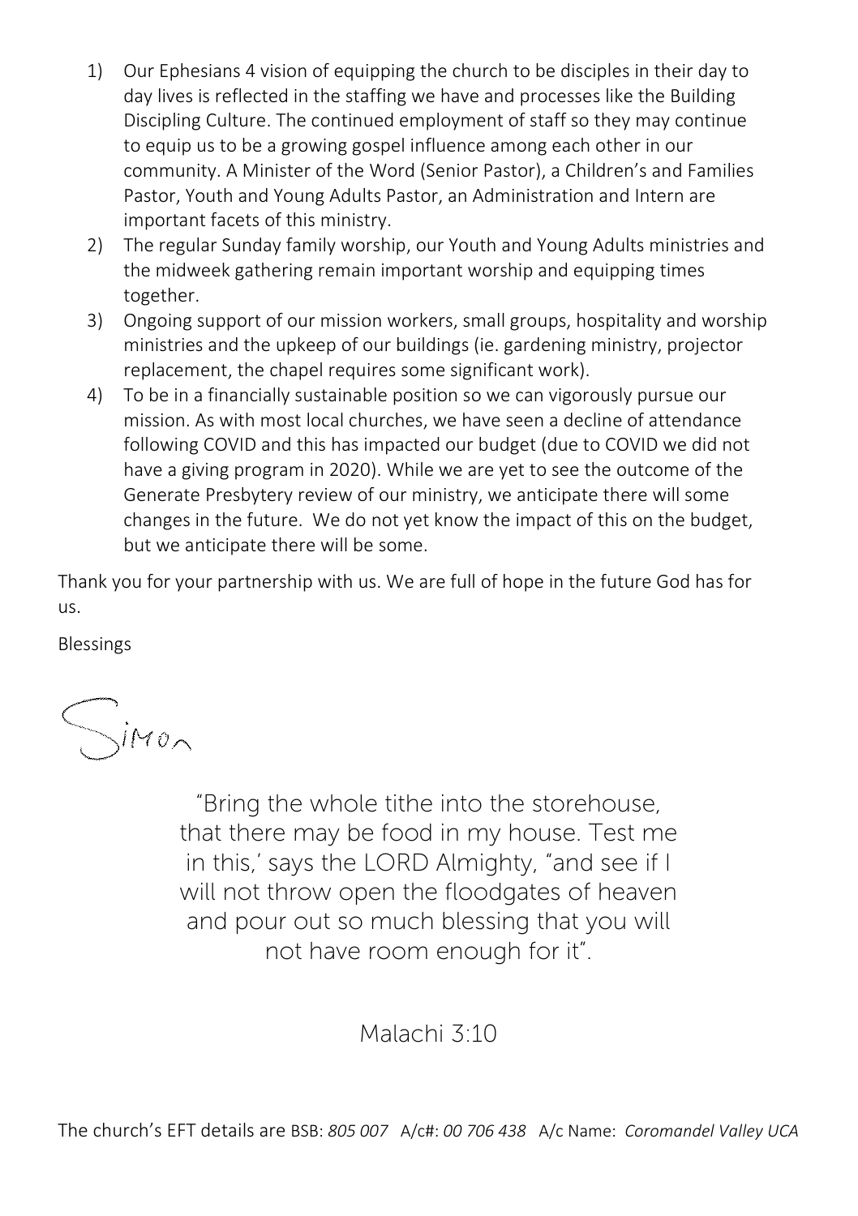1) Our Ephesians 4 vision of equipping the church to be disciples in their day to day lives is reflected in the staffing we have and processes like the Building Discipling Culture. The continued employment of staff so they may continue to equip us to be a growing gospel influence among each other in our community. A Minister of the Word (Senior Pastor), a Children's and Families Pastor, Youth and Young Adults Pastor, an Administration and Intern are important facets of this ministry.
2) The regular Sunday family worship, our Youth and Young Adults ministries and the midweek gathering remain important worship and equipping times together.
3) Ongoing support of our mission workers, small groups, hospitality and worship ministries and the upkeep of our buildings (ie. gardening ministry, projector replacement, the chapel requires some significant work).
4) To be in a financially sustainable position so we can vigorously pursue our mission. As with most local churches, we have seen a decline of attendance following COVID and this has impacted our budget (due to COVID we did not have a giving program in 2020). While we are yet to see the outcome of the Generate Presbytery review of our ministry, we anticipate there will some changes in the future. We do not yet know the impact of this on the budget, but we anticipate there will be some.

Thank you for your partnership with us. We are full of hope in the future God has for us.

Blessings

Simon

"Bring the whole tithe into the storehouse, that there may be food in my house. Test me in this,' says the LORD Almighty, "and see if I will not throw open the floodgates of heaven and pour out so much blessing that you will not have room enough for it".

Malachi 3:10

The church's EFT details are BSB: *805 007* A/c#: *00 706 438* A/c Name: *Coromandel Valley UCA*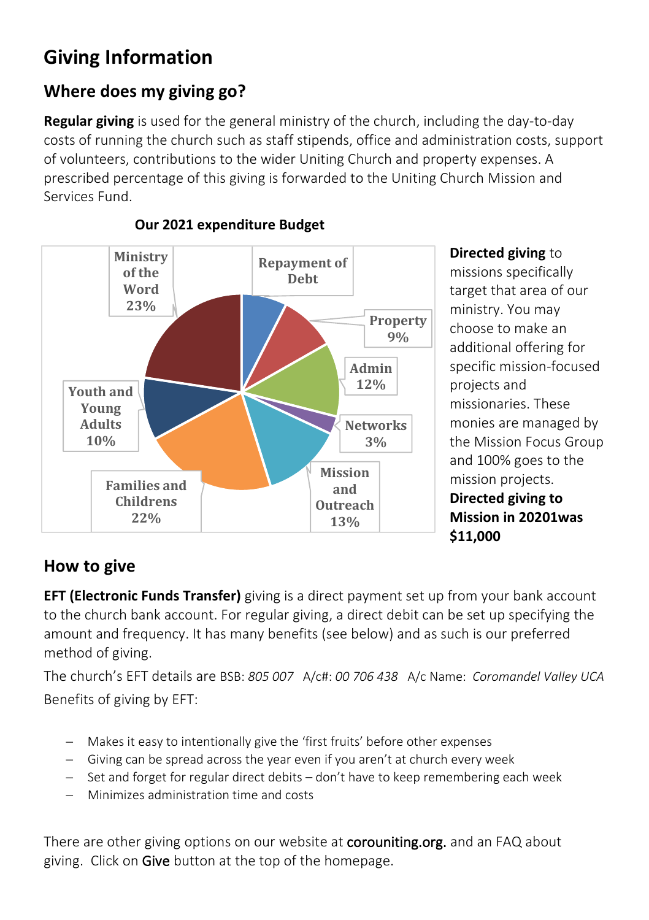# Giving Information

## Where does my giving go?

**Regular giving** is used for the general ministry of the church, including the day-to-day costs of running the church such as staff stipends, office and administration costs, support of volunteers, contributions to the wider Uniting Church and property expenses. A prescribed percentage of this giving is forwarded to the Uniting Church Mission and Services Fund.

**Our 2021 expenditure Budget**

| Category | Percentage |
|---|---|
| Ministry of the Word | 23% |
| Repayment of Debt | |
| Property | 9% |
| Admin | 12% |
| Networks | 3% |
| Mission and Outreach | 13% |
| Families and Childrens | 22% |
| Youth and Young Adults | 10% |

**Directed giving** to missions specifically target that area of our ministry. You may choose to make an additional offering for specific mission-focused projects and missionaries. These monies are managed by the Mission Focus Group and 100% goes to the mission projects.

**Directed giving to Mission in 20201was $11,000**

## How to give

**EFT (Electronic Funds Transfer)** giving is a direct payment set up from your bank account to the church bank account. For regular giving, a direct debit can be set up specifying the amount and frequency. It has many benefits (see below) and as such is our preferred method of giving.

The church's EFT details are BSB: *805 007* A/c#: *00 706 438* A/c Name: *Coromandel Valley UCA*

Benefits of giving by EFT:

- Makes it easy to intentionally give the 'first fruits' before other expenses
- Giving can be spread across the year even if you aren't at church every week
- Set and forget for regular direct debits – don't have to keep remembering each week
- Minimizes administration time and costs

There are other giving options on our website at corouniting.org. and an FAQ about giving. Click on Give button at the top of the homepage.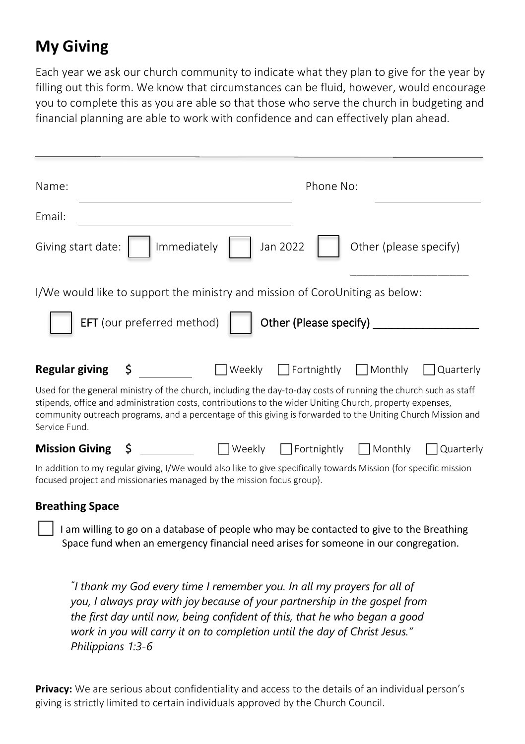# My Giving

Each year we ask our church community to indicate what they plan to give for the year by filling out this form. We know that circumstances can be fluid, however, would encourage you to complete this as you are able so that those who serve the church in budgeting and financial planning are able to work with confidence and can effectively plan ahead.

---

Name: ______________________________ Phone No: ______________

Email: ______________________________

Giving start date: ☐ Immediately ☐ Jan 2022 ☐ Other (please specify) ______________

I/We would like to support the ministry and mission of CoroUniting as below:

☐ EFT (our preferred method) ☐ Other (Please specify) ______________

**Regular giving** $ ________ ☐ Weekly ☐ Fortnightly ☐ Monthly ☐ Quarterly

Used for the general ministry of the church, including the day-to-day costs of running the church such as staff stipends, office and administration costs, contributions to the wider Uniting Church, property expenses, community outreach programs, and a percentage of this giving is forwarded to the Uniting Church Mission and Service Fund.

**Mission Giving** $ ________ ☐ Weekly ☐ Fortnightly ☐ Monthly ☐ Quarterly

In addition to my regular giving, I/We would also like to give specifically towards Mission (for specific mission focused project and missionaries managed by the mission focus group).

### Breathing Space

☐ I am willing to go on a database of people who may be contacted to give to the Breathing Space fund when an emergency financial need arises for someone in our congregation.

*"I thank my God every time I remember you. In all my prayers for all of you, I always pray with joy because of your partnership in the gospel from the first day until now, being confident of this, that he who began a good work in you will carry it on to completion until the day of Christ Jesus." Philippians 1:3-6*

**Privacy:** We are serious about confidentiality and access to the details of an individual person's giving is strictly limited to certain individuals approved by the Church Council.